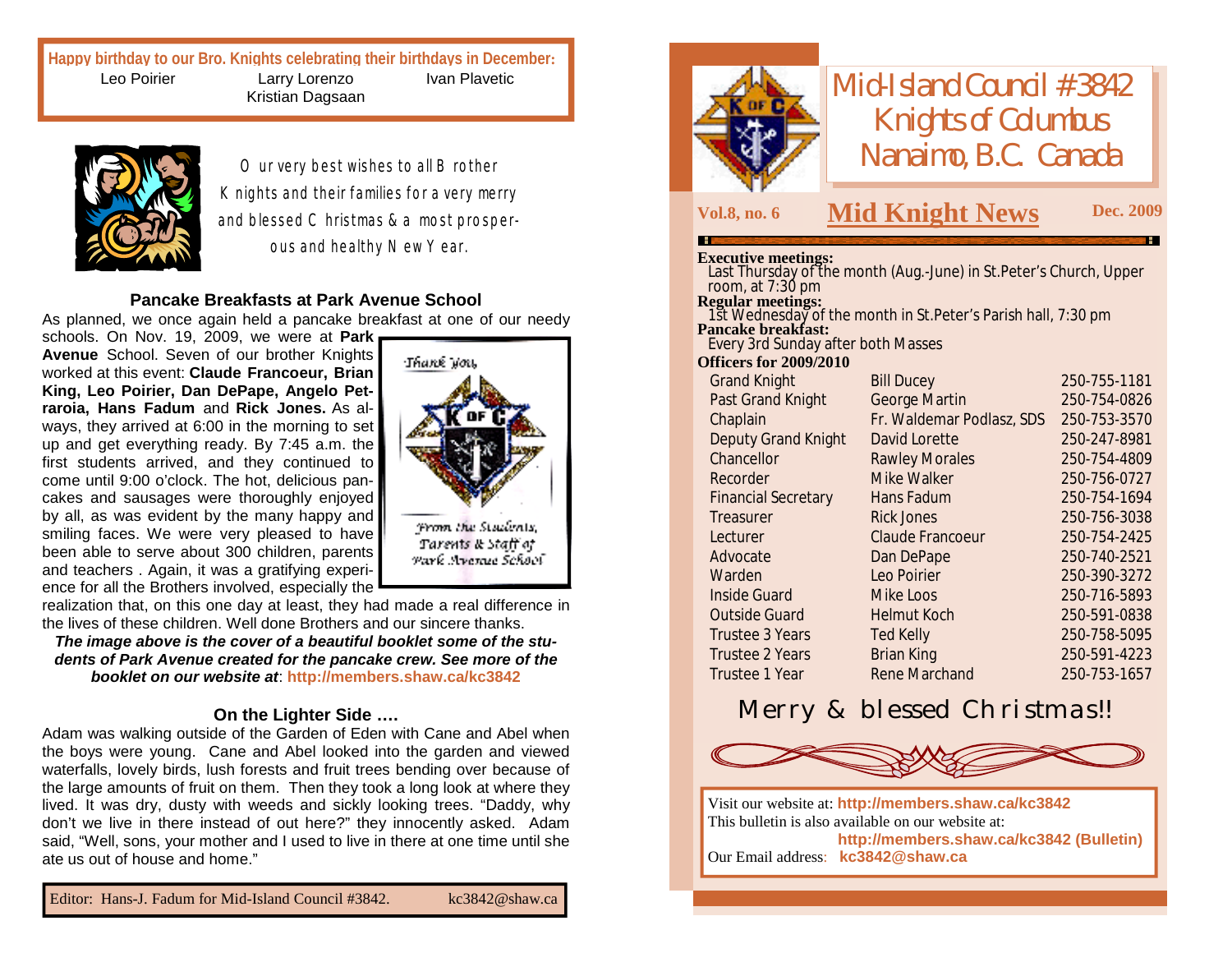**Happy birthday to our Bro. Knights celebrating their birthdays in December:**

Leo Poirier    Larry Lorenzo    Ivan Plavetic
Kristian Dagsaan

Our very best wishes to all Brother Knights and their families for a very merry and blessed Christmas & a most prosperous and healthy New Year.

### Pancake Breakfasts at Park Avenue School

As planned, we once again held a pancake breakfast at one of our needy schools. On Nov. 19, 2009, we were at **Park Avenue** School. Seven of our brother Knights worked at this event: **Claude Francoeur, Brian King, Leo Poirier, Dan DePape, Angelo Petraroia, Hans Fadum** and **Rick Jones.** As always, they arrived at 6:00 in the morning to set up and get everything ready. By 7:45 a.m. the first students arrived, and they continued to come until 9:00 o'clock. The hot, delicious pancakes and sausages were thoroughly enjoyed by all, as was evident by the many happy and smiling faces. We were very pleased to have been able to serve about 300 children, parents and teachers . Again, it was a gratifying experience for all the Brothers involved, especially the realization that, on this one day at least, they had made a real difference in the lives of these children. Well done Brothers and our sincere thanks.

Thank you, From the Students, Parents & Staff of Park Avenue School

***The image above is the cover of a beautiful booklet some of the students of Park Avenue created for the pancake crew. See more of the booklet on our website at***: **http://members.shaw.ca/kc3842**

### On the Lighter Side ….

Adam was walking outside of the Garden of Eden with Cane and Abel when the boys were young. Cane and Abel looked into the garden and viewed waterfalls, lovely birds, lush forests and fruit trees bending over because of the large amounts of fruit on them. Then they took a long look at where they lived. It was dry, dusty with weeds and sickly looking trees. "Daddy, why don't we live in there instead of out here?" they innocently asked. Adam said, "Well, sons, your mother and I used to live in there at one time until she ate us out of house and home."

Editor: Hans-J. Fadum for Mid-Island Council #3842. kc3842@shaw.ca

# Mid-Island Council #3842 Knights of Columbus Nanaimo, B.C. Canada

**Vol.8, no. 6** 

## Mid Knight News

**Dec. 2009**

**Executive meetings:**
Last Thursday of the month (Aug.-June) in St.Peter's Church, Upper room, at 7:30 pm

**Regular meetings:**
1st Wednesday of the month in St.Peter's Parish hall, 7:30 pm

**Pancake breakfast:**
Every 3rd Sunday after both Masses

**Officers for 2009/2010**

| Office | Name | Phone |
|---|---|---|
| Grand Knight | Bill Ducey | 250-755-1181 |
| Past Grand Knight | George Martin | 250-754-0826 |
| Chaplain | Fr. Waldemar Podlasz, SDS | 250-753-3570 |
| Deputy Grand Knight | David Lorette | 250-247-8981 |
| Chancellor | Rawley Morales | 250-754-4809 |
| Recorder | Mike Walker | 250-756-0727 |
| Financial Secretary | Hans Fadum | 250-754-1694 |
| Treasurer | Rick Jones | 250-756-3038 |
| Lecturer | Claude Francoeur | 250-754-2425 |
| Advocate | Dan DePape | 250-740-2521 |
| Warden | Leo Poirier | 250-390-3272 |
| Inside Guard | Mike Loos | 250-716-5893 |
| Outside Guard | Helmut Koch | 250-591-0838 |
| Trustee 3 Years | Ted Kelly | 250-758-5095 |
| Trustee 2 Years | Brian King | 250-591-4223 |
| Trustee 1 Year | Rene Marchand | 250-753-1657 |

Merry & blessed Christmas!!

Visit our website at: **http://members.shaw.ca/kc3842**
This bulletin is also available on our website at:
**http://members.shaw.ca/kc3842 (Bulletin)**
Our Email address: **kc3842@shaw.ca**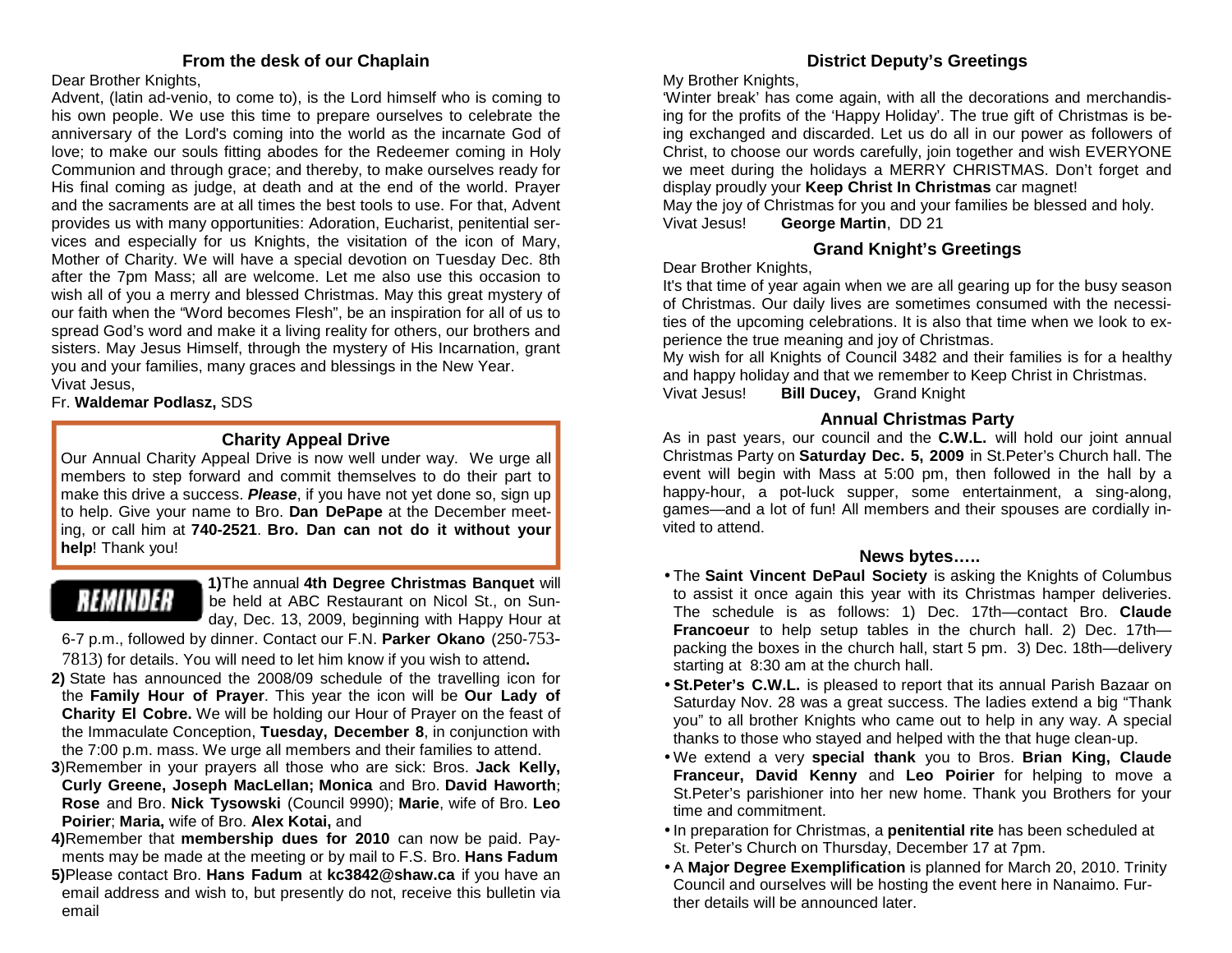## From the desk of our Chaplain

Dear Brother Knights,

Advent, (latin ad-venio, to come to), is the Lord himself who is coming to his own people. We use this time to prepare ourselves to celebrate the anniversary of the Lord's coming into the world as the incarnate God of love; to make our souls fitting abodes for the Redeemer coming in Holy Communion and through grace; and thereby, to make ourselves ready for His final coming as judge, at death and at the end of the world. Prayer and the sacraments are at all times the best tools to use. For that, Advent provides us with many opportunities: Adoration, Eucharist, penitential services and especially for us Knights, the visitation of the icon of Mary, Mother of Charity. We will have a special devotion on Tuesday Dec. 8th after the 7pm Mass; all are welcome. Let me also use this occasion to wish all of you a merry and blessed Christmas. May this great mystery of our faith when the "Word becomes Flesh", be an inspiration for all of us to spread God's word and make it a living reality for others, our brothers and sisters. May Jesus Himself, through the mystery of His Incarnation, grant you and your families, many graces and blessings in the New Year.

Vivat Jesus,

Fr. **Waldemar Podlasz,** SDS

## Charity Appeal Drive

Our Annual Charity Appeal Drive is now well under way. We urge all members to step forward and commit themselves to do their part to make this drive a success. ***Please***, if you have not yet done so, sign up to help. Give your name to Bro. **Dan DePape** at the December meeting, or call him at **740-2521**. **Bro. Dan can not do it without your help**! Thank you!

REMINDER

**1)**The annual **4th Degree Christmas Banquet** will be held at ABC Restaurant on Nicol St., on Sunday, Dec. 13, 2009, beginning with Happy Hour at 6-7 p.m., followed by dinner. Contact our F.N. **Parker Okano** (250-753-7813) for details. You will need to let him know if you wish to attend**.**

**2)** State has announced the 2008/09 schedule of the travelling icon for the **Family Hour of Prayer**. This year the icon will be **Our Lady of Charity El Cobre.** We will be holding our Hour of Prayer on the feast of the Immaculate Conception, **Tuesday, December 8**, in conjunction with the 7:00 p.m. mass. We urge all members and their families to attend.

**3**)Remember in your prayers all those who are sick: Bros. **Jack Kelly, Curly Greene, Joseph MacLellan; Monica** and Bro. **David Haworth**; **Rose** and Bro. **Nick Tysowski** (Council 9990); **Marie**, wife of Bro. **Leo Poirier**; **Maria,** wife of Bro. **Alex Kotai,** and

**4)**Remember that **membership dues for 2010** can now be paid. Payments may be made at the meeting or by mail to F.S. Bro. **Hans Fadum**

**5)**Please contact Bro. **Hans Fadum** at **kc3842@shaw.ca** if you have an email address and wish to, but presently do not, receive this bulletin via email

## District Deputy's Greetings

My Brother Knights,

'Winter break' has come again, with all the decorations and merchandising for the profits of the 'Happy Holiday'. The true gift of Christmas is being exchanged and discarded. Let us do all in our power as followers of Christ, to choose our words carefully, join together and wish EVERYONE we meet during the holidays a MERRY CHRISTMAS. Don't forget and display proudly your **Keep Christ In Christmas** car magnet!

May the joy of Christmas for you and your families be blessed and holy.

Vivat Jesus! **George Martin**, DD 21

## Grand Knight's Greetings

Dear Brother Knights,

It's that time of year again when we are all gearing up for the busy season of Christmas. Our daily lives are sometimes consumed with the necessities of the upcoming celebrations. It is also that time when we look to experience the true meaning and joy of Christmas.

My wish for all Knights of Council 3482 and their families is for a healthy and happy holiday and that we remember to Keep Christ in Christmas.

Vivat Jesus! **Bill Ducey,** Grand Knight

## Annual Christmas Party

As in past years, our council and the **C.W.L.** will hold our joint annual Christmas Party on **Saturday Dec. 5, 2009** in St.Peter's Church hall. The event will begin with Mass at 5:00 pm, then followed in the hall by a happy-hour, a pot-luck supper, some entertainment, a sing-along, games—and a lot of fun! All members and their spouses are cordially invited to attend.

## News bytes…..

- The **Saint Vincent DePaul Society** is asking the Knights of Columbus to assist it once again this year with its Christmas hamper deliveries. The schedule is as follows: 1) Dec. 17th—contact Bro. **Claude Francoeur** to help setup tables in the church hall. 2) Dec. 17th—packing the boxes in the church hall, start 5 pm. 3) Dec. 18th—delivery starting at 8:30 am at the church hall.
- **St.Peter's C.W.L.** is pleased to report that its annual Parish Bazaar on Saturday Nov. 28 was a great success. The ladies extend a big "Thank you" to all brother Knights who came out to help in any way. A special thanks to those who stayed and helped with the that huge clean-up.
- We extend a very **special thank** you to Bros. **Brian King, Claude Franceur, David Kenny** and **Leo Poirier** for helping to move a St.Peter's parishioner into her new home. Thank you Brothers for your time and commitment.
- In preparation for Christmas, a **penitential rite** has been scheduled at St. Peter's Church on Thursday, December 17 at 7pm.
- A **Major Degree Exemplification** is planned for March 20, 2010. Trinity Council and ourselves will be hosting the event here in Nanaimo. Further details will be announced later.